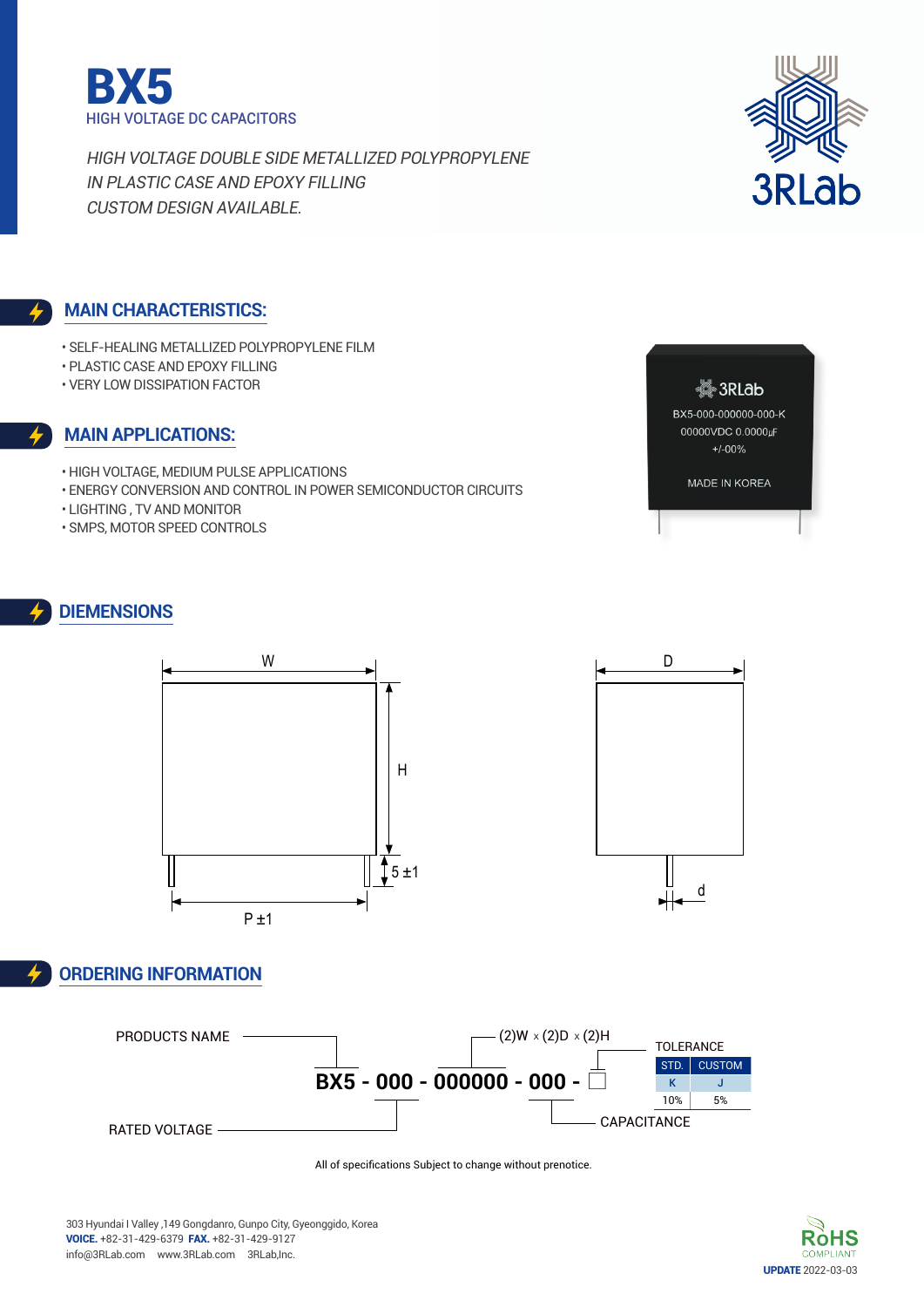# BX5

HIGH VOLTAGE DC CAPACITORS

*HIGH VOLTAGE DOUBLE SIDE METALLIZED POLYPROPYLENE*
*IN PLASTIC CASE AND EPOXY FILLING*
*CUSTOM DESIGN AVAILABLE.*

## MAIN CHARACTERISTICS:

- SELF-HEALING METALLIZED POLYPROPYLENE FILM
- PLASTIC CASE AND EPOXY FILLING
- VERY LOW DISSIPATION FACTOR

## MAIN APPLICATIONS:

- HIGH VOLTAGE, MEDIUM PULSE APPLICATIONS
- ENERGY CONVERSION AND CONTROL IN POWER SEMICONDUCTOR CIRCUITS
- LIGHTING , TV AND MONITOR
- SMPS, MOTOR SPEED CONTROLS

3RLab
BX5-000-000000-000-K
00000VDC 0.0000μF
+/-00%
MADE IN KOREA

## DIEMENSIONS

W, H, 5 ±1, P ±1, D, d

## ORDERING INFORMATION

**BX5 - 000 - 000000 - 000 - □**

- PRODUCTS NAME: BX5
- RATED VOLTAGE: 000
- (2)W × (2)D × (2)H: 000000
- CAPACITANCE: 000
- TOLERANCE: □

TOLERANCE

| STD. | CUSTOM |
|---|---|
| K | J |
| 10% | 5% |

All of specifications Subject to change without prenotice.

303 Hyundai I Valley ,149 Gongdanro, Gunpo City, Gyeonggido, Korea
**VOICE.** +82-31-429-6379 **FAX.** +82-31-429-9127
info@3RLab.com www.3RLab.com 3RLab,Inc.

RoHS COMPLIANT

**UPDATE** 2022-03-03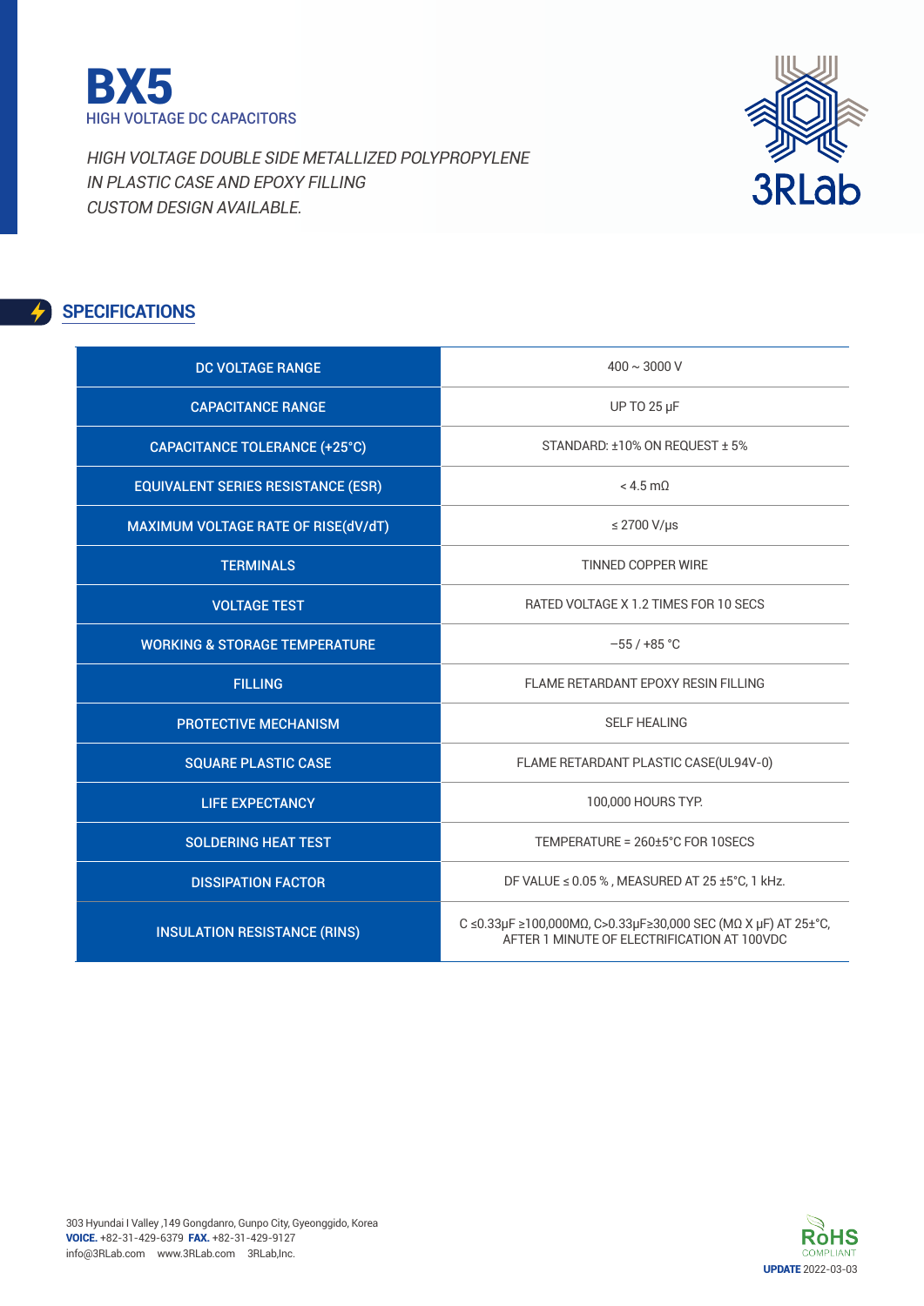# BX5

HIGH VOLTAGE DC CAPACITORS

*HIGH VOLTAGE DOUBLE SIDE METALLIZED POLYPROPYLENE*
*IN PLASTIC CASE AND EPOXY FILLING*
*CUSTOM DESIGN AVAILABLE.*

3RLab

## SPECIFICATIONS

| | |
|---|---|
| DC VOLTAGE RANGE | 400 ~ 3000 V |
| CAPACITANCE RANGE | UP TO 25 μF |
| CAPACITANCE TOLERANCE (+25°C) | STANDARD: ±10% ON REQUEST ± 5% |
| EQUIVALENT SERIES RESISTANCE (ESR) | < 4.5 mΩ |
| MAXIMUM VOLTAGE RATE OF RISE(dV/dT) | ≤ 2700 V/μs |
| TERMINALS | TINNED COPPER WIRE |
| VOLTAGE TEST | RATED VOLTAGE X 1.2 TIMES FOR 10 SECS |
| WORKING & STORAGE TEMPERATURE | −55 / +85 °C |
| FILLING | FLAME RETARDANT EPOXY RESIN FILLING |
| PROTECTIVE MECHANISM | SELF HEALING |
| SQUARE PLASTIC CASE | FLAME RETARDANT PLASTIC CASE(UL94V-0) |
| LIFE EXPECTANCY | 100,000 HOURS TYP. |
| SOLDERING HEAT TEST | TEMPERATURE = 260±5°C FOR 10SECS |
| DISSIPATION FACTOR | DF VALUE ≤ 0.05 % , MEASURED AT 25 ±5°C, 1 kHz. |
| INSULATION RESISTANCE (RINS) | C ≤0.33μF ≥100,000MΩ, C>0.33μF≥30,000 SEC (MΩ X μF) AT 25±°C, AFTER 1 MINUTE OF ELECTRIFICATION AT 100VDC |

303 Hyundai I Valley ,149 Gongdanro, Gunpo City, Gyeonggido, Korea
**VOICE.** +82-31-429-6379 **FAX.** +82-31-429-9127
info@3RLab.com www.3RLab.com 3RLab,Inc.

RoHS COMPLIANT

**UPDATE** 2022-03-03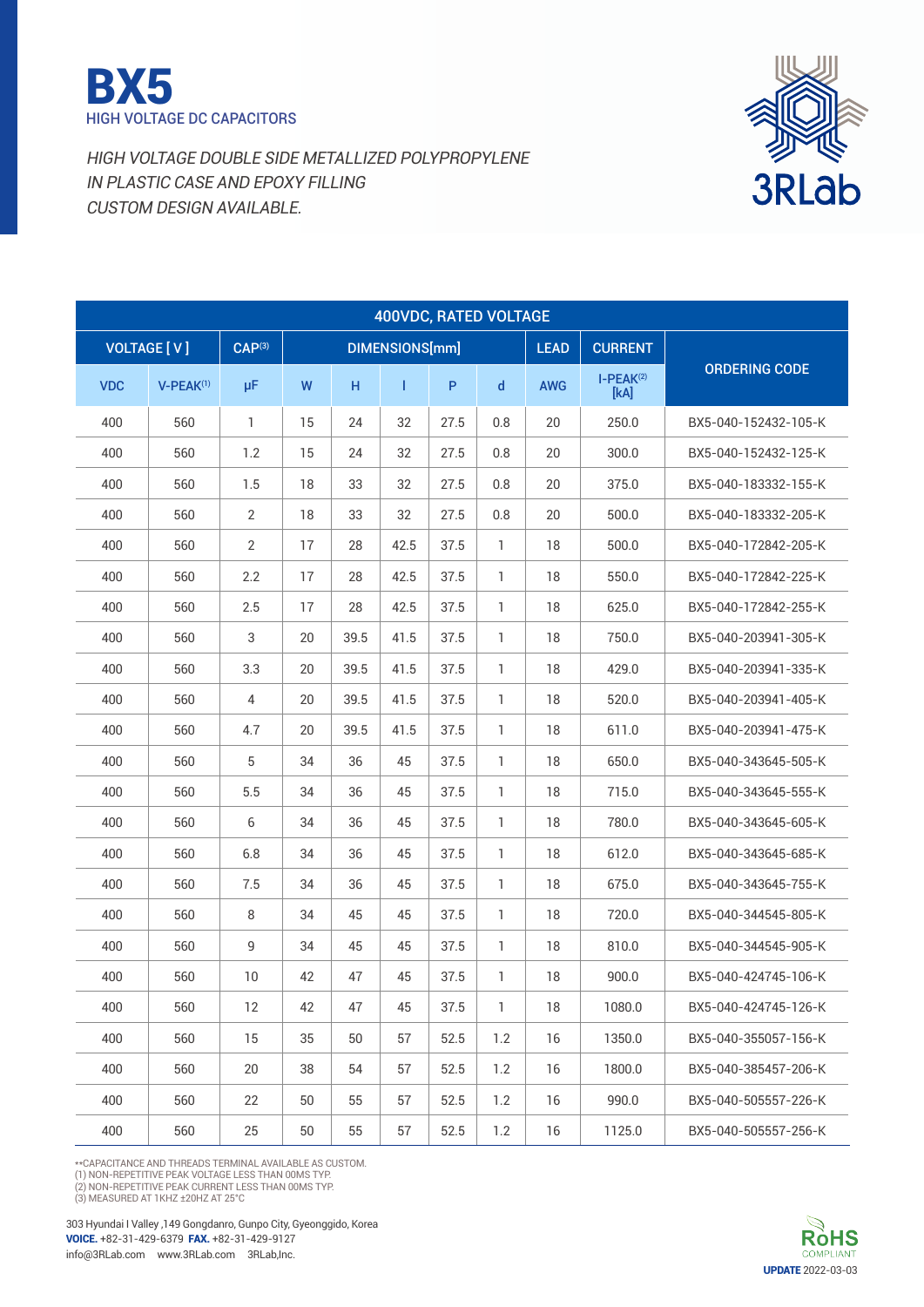# BX5

HIGH VOLTAGE DC CAPACITORS

*HIGH VOLTAGE DOUBLE SIDE METALLIZED POLYPROPYLENE*
*IN PLASTIC CASE AND EPOXY FILLING*
*CUSTOM DESIGN AVAILABLE.*

3RLab

| 400VDC, RATED VOLTAGE | | | | | | | | | | |
|---|---|---|---|---|---|---|---|---|---|---|
| VOLTAGE [ V ] | | CAP[3] | DIMENSIONS[mm] | | | | | LEAD | CURRENT | ORDERING CODE |
| VDC | V-PEAK[1] | μF | W | H | l | P | d | AWG | I-PEAK[2] [kA] | |
| 400 | 560 | 1 | 15 | 24 | 32 | 27.5 | 0.8 | 20 | 250.0 | BX5-040-152432-105-K |
| 400 | 560 | 1.2 | 15 | 24 | 32 | 27.5 | 0.8 | 20 | 300.0 | BX5-040-152432-125-K |
| 400 | 560 | 1.5 | 18 | 33 | 32 | 27.5 | 0.8 | 20 | 375.0 | BX5-040-183332-155-K |
| 400 | 560 | 2 | 18 | 33 | 32 | 27.5 | 0.8 | 20 | 500.0 | BX5-040-183332-205-K |
| 400 | 560 | 2 | 17 | 28 | 42.5 | 37.5 | 1 | 18 | 500.0 | BX5-040-172842-205-K |
| 400 | 560 | 2.2 | 17 | 28 | 42.5 | 37.5 | 1 | 18 | 550.0 | BX5-040-172842-225-K |
| 400 | 560 | 2.5 | 17 | 28 | 42.5 | 37.5 | 1 | 18 | 625.0 | BX5-040-172842-255-K |
| 400 | 560 | 3 | 20 | 39.5 | 41.5 | 37.5 | 1 | 18 | 750.0 | BX5-040-203941-305-K |
| 400 | 560 | 3.3 | 20 | 39.5 | 41.5 | 37.5 | 1 | 18 | 429.0 | BX5-040-203941-335-K |
| 400 | 560 | 4 | 20 | 39.5 | 41.5 | 37.5 | 1 | 18 | 520.0 | BX5-040-203941-405-K |
| 400 | 560 | 4.7 | 20 | 39.5 | 41.5 | 37.5 | 1 | 18 | 611.0 | BX5-040-203941-475-K |
| 400 | 560 | 5 | 34 | 36 | 45 | 37.5 | 1 | 18 | 650.0 | BX5-040-343645-505-K |
| 400 | 560 | 5.5 | 34 | 36 | 45 | 37.5 | 1 | 18 | 715.0 | BX5-040-343645-555-K |
| 400 | 560 | 6 | 34 | 36 | 45 | 37.5 | 1 | 18 | 780.0 | BX5-040-343645-605-K |
| 400 | 560 | 6.8 | 34 | 36 | 45 | 37.5 | 1 | 18 | 612.0 | BX5-040-343645-685-K |
| 400 | 560 | 7.5 | 34 | 36 | 45 | 37.5 | 1 | 18 | 675.0 | BX5-040-343645-755-K |
| 400 | 560 | 8 | 34 | 45 | 45 | 37.5 | 1 | 18 | 720.0 | BX5-040-344545-805-K |
| 400 | 560 | 9 | 34 | 45 | 45 | 37.5 | 1 | 18 | 810.0 | BX5-040-344545-905-K |
| 400 | 560 | 10 | 42 | 47 | 45 | 37.5 | 1 | 18 | 900.0 | BX5-040-424745-106-K |
| 400 | 560 | 12 | 42 | 47 | 45 | 37.5 | 1 | 18 | 1080.0 | BX5-040-424745-126-K |
| 400 | 560 | 15 | 35 | 50 | 57 | 52.5 | 1.2 | 16 | 1350.0 | BX5-040-355057-156-K |
| 400 | 560 | 20 | 38 | 54 | 57 | 52.5 | 1.2 | 16 | 1800.0 | BX5-040-385457-206-K |
| 400 | 560 | 22 | 50 | 55 | 57 | 52.5 | 1.2 | 16 | 990.0 | BX5-040-505557-226-K |
| 400 | 560 | 25 | 50 | 55 | 57 | 52.5 | 1.2 | 16 | 1125.0 | BX5-040-505557-256-K |

**CAPACITANCE AND THREADS TERMINAL AVAILABLE AS CUSTOM.
(1) NON-REPETITIVE PEAK VOLTAGE LESS THAN 00MS TYP.
(2) NON-REPETITIVE PEAK CURRENT LESS THAN 00MS TYP.
(3) MEASURED AT 1KHZ ±20HZ AT 25°C

303 Hyundai I Valley ,149 Gongdanro, Gunpo City, Gyeonggido, Korea
**VOICE.** +82-31-429-6379 **FAX.** +82-31-429-9127
info@3RLab.com www.3RLab.com 3RLab,Inc.

RoHS COMPLIANT

**UPDATE** 2022-03-03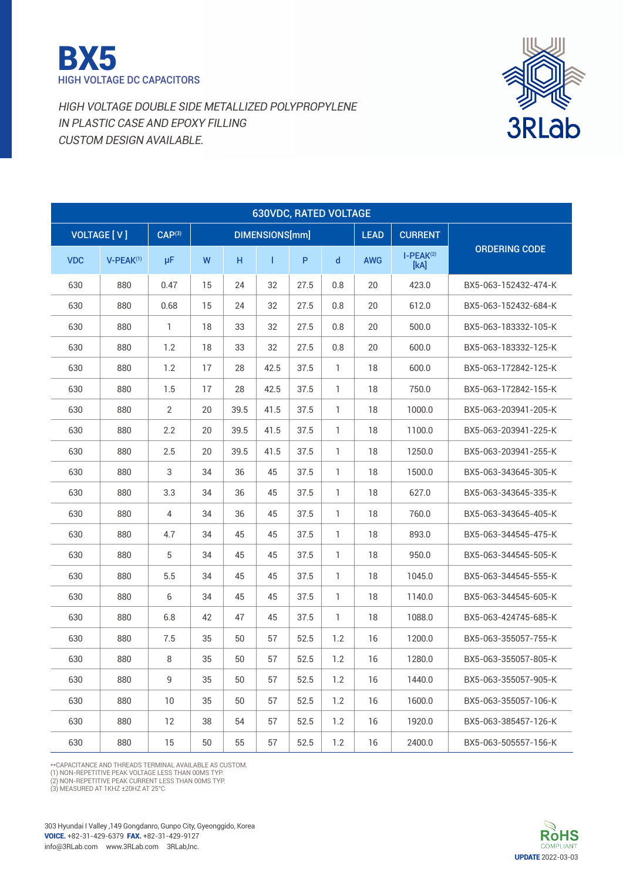# BX5

## HIGH VOLTAGE DC CAPACITORS

*HIGH VOLTAGE DOUBLE SIDE METALLIZED POLYPROPYLENE*
*IN PLASTIC CASE AND EPOXY FILLING*
*CUSTOM DESIGN AVAILABLE.*

3RLab

| 630VDC, RATED VOLTAGE | | | | | | | | | | |
|---|---|---|---|---|---|---|---|---|---|---|
| VOLTAGE [ V ] | | CAP(3) | DIMENSIONS[mm] | | | | | LEAD | CURRENT | ORDERING CODE |
| VDC | V-PEAK(1) | μF | W | H | l | P | d | AWG | I-PEAK(2) [kA] | |
| 630 | 880 | 0.47 | 15 | 24 | 32 | 27.5 | 0.8 | 20 | 423.0 | BX5-063-152432-474-K |
| 630 | 880 | 0.68 | 15 | 24 | 32 | 27.5 | 0.8 | 20 | 612.0 | BX5-063-152432-684-K |
| 630 | 880 | 1 | 18 | 33 | 32 | 27.5 | 0.8 | 20 | 500.0 | BX5-063-183332-105-K |
| 630 | 880 | 1.2 | 18 | 33 | 32 | 27.5 | 0.8 | 20 | 600.0 | BX5-063-183332-125-K |
| 630 | 880 | 1.2 | 17 | 28 | 42.5 | 37.5 | 1 | 18 | 600.0 | BX5-063-172842-125-K |
| 630 | 880 | 1.5 | 17 | 28 | 42.5 | 37.5 | 1 | 18 | 750.0 | BX5-063-172842-155-K |
| 630 | 880 | 2 | 20 | 39.5 | 41.5 | 37.5 | 1 | 18 | 1000.0 | BX5-063-203941-205-K |
| 630 | 880 | 2.2 | 20 | 39.5 | 41.5 | 37.5 | 1 | 18 | 1100.0 | BX5-063-203941-225-K |
| 630 | 880 | 2.5 | 20 | 39.5 | 41.5 | 37.5 | 1 | 18 | 1250.0 | BX5-063-203941-255-K |
| 630 | 880 | 3 | 34 | 36 | 45 | 37.5 | 1 | 18 | 1500.0 | BX5-063-343645-305-K |
| 630 | 880 | 3.3 | 34 | 36 | 45 | 37.5 | 1 | 18 | 627.0 | BX5-063-343645-335-K |
| 630 | 880 | 4 | 34 | 36 | 45 | 37.5 | 1 | 18 | 760.0 | BX5-063-343645-405-K |
| 630 | 880 | 4.7 | 34 | 45 | 45 | 37.5 | 1 | 18 | 893.0 | BX5-063-344545-475-K |
| 630 | 880 | 5 | 34 | 45 | 45 | 37.5 | 1 | 18 | 950.0 | BX5-063-344545-505-K |
| 630 | 880 | 5.5 | 34 | 45 | 45 | 37.5 | 1 | 18 | 1045.0 | BX5-063-344545-555-K |
| 630 | 880 | 6 | 34 | 45 | 45 | 37.5 | 1 | 18 | 1140.0 | BX5-063-344545-605-K |
| 630 | 880 | 6.8 | 42 | 47 | 45 | 37.5 | 1 | 18 | 1088.0 | BX5-063-424745-685-K |
| 630 | 880 | 7.5 | 35 | 50 | 57 | 52.5 | 1.2 | 16 | 1200.0 | BX5-063-355057-755-K |
| 630 | 880 | 8 | 35 | 50 | 57 | 52.5 | 1.2 | 16 | 1280.0 | BX5-063-355057-805-K |
| 630 | 880 | 9 | 35 | 50 | 57 | 52.5 | 1.2 | 16 | 1440.0 | BX5-063-355057-905-K |
| 630 | 880 | 10 | 35 | 50 | 57 | 52.5 | 1.2 | 16 | 1600.0 | BX5-063-355057-106-K |
| 630 | 880 | 12 | 38 | 54 | 57 | 52.5 | 1.2 | 16 | 1920.0 | BX5-063-385457-126-K |
| 630 | 880 | 15 | 50 | 55 | 57 | 52.5 | 1.2 | 16 | 2400.0 | BX5-063-505557-156-K |

**CAPACITANCE AND THREADS TERMINAL AVAILABLE AS CUSTOM.
(1) NON-REPETITIVE PEAK VOLTAGE LESS THAN 00MS TYP.
(2) NON-REPETITIVE PEAK CURRENT LESS THAN 00MS TYP.
(3) MEASURED AT 1KHZ ±20HZ AT 25°C

303 Hyundai I Valley ,149 Gongdanro, Gunpo City, Gyeonggido, Korea
**VOICE.** +82-31-429-6379 **FAX.** +82-31-429-9127
info@3RLab.com www.3RLab.com 3RLab,Inc.

RoHS COMPLIANT
**UPDATE** 2022-03-03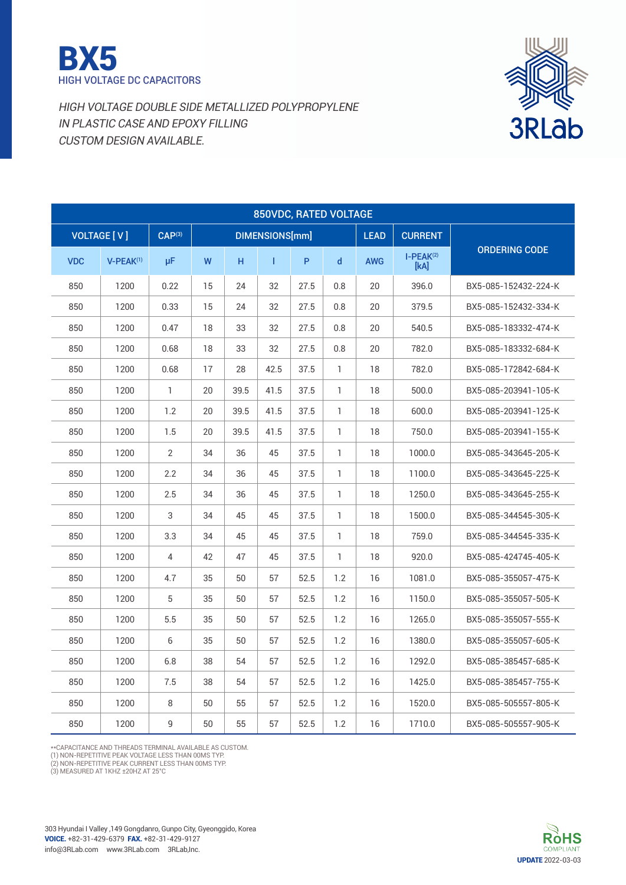# BX5

HIGH VOLTAGE DC CAPACITORS

*HIGH VOLTAGE DOUBLE SIDE METALLIZED POLYPROPYLENE*
*IN PLASTIC CASE AND EPOXY FILLING*
*CUSTOM DESIGN AVAILABLE.*

3RLab

| 850VDC, RATED VOLTAGE | | | | | | | | | | |
|---|---|---|---|---|---|---|---|---|---|---|
| VOLTAGE [ V ] | | CAP[3] | DIMENSIONS[mm] | | | | | LEAD | CURRENT | ORDERING CODE |
| VDC | V-PEAK[1] | µF | W | H | l | P | d | AWG | I-PEAK[2] [kA] | |
| 850 | 1200 | 0.22 | 15 | 24 | 32 | 27.5 | 0.8 | 20 | 396.0 | BX5-085-152432-224-K |
| 850 | 1200 | 0.33 | 15 | 24 | 32 | 27.5 | 0.8 | 20 | 379.5 | BX5-085-152432-334-K |
| 850 | 1200 | 0.47 | 18 | 33 | 32 | 27.5 | 0.8 | 20 | 540.5 | BX5-085-183332-474-K |
| 850 | 1200 | 0.68 | 18 | 33 | 32 | 27.5 | 0.8 | 20 | 782.0 | BX5-085-183332-684-K |
| 850 | 1200 | 0.68 | 17 | 28 | 42.5 | 37.5 | 1 | 18 | 782.0 | BX5-085-172842-684-K |
| 850 | 1200 | 1 | 20 | 39.5 | 41.5 | 37.5 | 1 | 18 | 500.0 | BX5-085-203941-105-K |
| 850 | 1200 | 1.2 | 20 | 39.5 | 41.5 | 37.5 | 1 | 18 | 600.0 | BX5-085-203941-125-K |
| 850 | 1200 | 1.5 | 20 | 39.5 | 41.5 | 37.5 | 1 | 18 | 750.0 | BX5-085-203941-155-K |
| 850 | 1200 | 2 | 34 | 36 | 45 | 37.5 | 1 | 18 | 1000.0 | BX5-085-343645-205-K |
| 850 | 1200 | 2.2 | 34 | 36 | 45 | 37.5 | 1 | 18 | 1100.0 | BX5-085-343645-225-K |
| 850 | 1200 | 2.5 | 34 | 36 | 45 | 37.5 | 1 | 18 | 1250.0 | BX5-085-343645-255-K |
| 850 | 1200 | 3 | 34 | 45 | 45 | 37.5 | 1 | 18 | 1500.0 | BX5-085-344545-305-K |
| 850 | 1200 | 3.3 | 34 | 45 | 45 | 37.5 | 1 | 18 | 759.0 | BX5-085-344545-335-K |
| 850 | 1200 | 4 | 42 | 47 | 45 | 37.5 | 1 | 18 | 920.0 | BX5-085-424745-405-K |
| 850 | 1200 | 4.7 | 35 | 50 | 57 | 52.5 | 1.2 | 16 | 1081.0 | BX5-085-355057-475-K |
| 850 | 1200 | 5 | 35 | 50 | 57 | 52.5 | 1.2 | 16 | 1150.0 | BX5-085-355057-505-K |
| 850 | 1200 | 5.5 | 35 | 50 | 57 | 52.5 | 1.2 | 16 | 1265.0 | BX5-085-355057-555-K |
| 850 | 1200 | 6 | 35 | 50 | 57 | 52.5 | 1.2 | 16 | 1380.0 | BX5-085-355057-605-K |
| 850 | 1200 | 6.8 | 38 | 54 | 57 | 52.5 | 1.2 | 16 | 1292.0 | BX5-085-385457-685-K |
| 850 | 1200 | 7.5 | 38 | 54 | 57 | 52.5 | 1.2 | 16 | 1425.0 | BX5-085-385457-755-K |
| 850 | 1200 | 8 | 50 | 55 | 57 | 52.5 | 1.2 | 16 | 1520.0 | BX5-085-505557-805-K |
| 850 | 1200 | 9 | 50 | 55 | 57 | 52.5 | 1.2 | 16 | 1710.0 | BX5-085-505557-905-K |

**CAPACITANCE AND THREADS TERMINAL AVAILABLE AS CUSTOM.
(1) NON-REPETITIVE PEAK VOLTAGE LESS THAN 00MS TYP.
(2) NON-REPETITIVE PEAK CURRENT LESS THAN 00MS TYP.
(3) MEASURED AT 1KHZ ±20HZ AT 25°C

303 Hyundai I Valley ,149 Gongdanro, Gunpo City, Gyeonggido, Korea
**VOICE.** +82-31-429-6379 **FAX.** +82-31-429-9127
info@3RLab.com www.3RLab.com 3RLab,Inc.

RoHS COMPLIANT

**UPDATE** 2022-03-03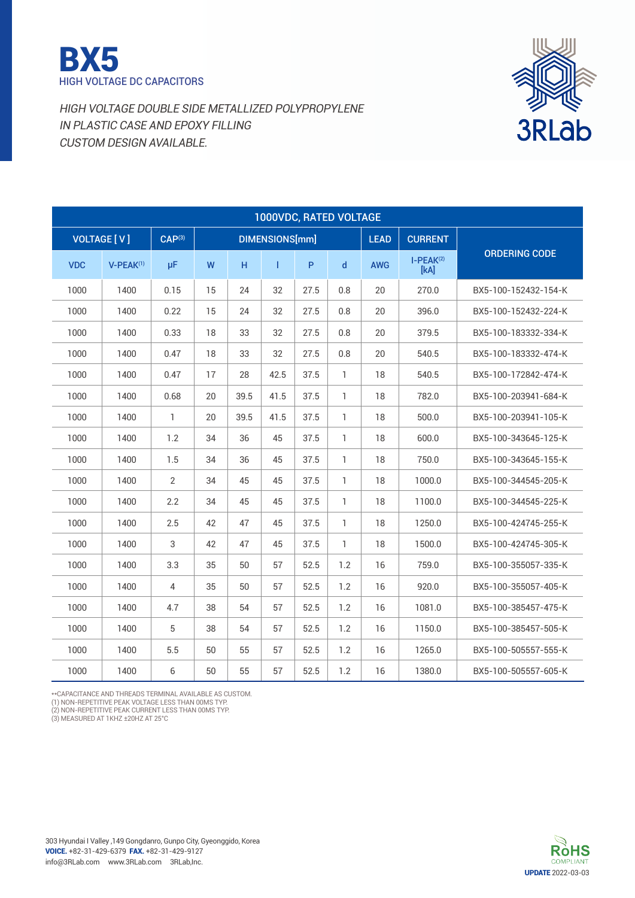# BX5

HIGH VOLTAGE DC CAPACITORS

*HIGH VOLTAGE DOUBLE SIDE METALLIZED POLYPROPYLENE*
*IN PLASTIC CASE AND EPOXY FILLING*
*CUSTOM DESIGN AVAILABLE.*

3RLab

| 1000VDC, RATED VOLTAGE | | | | | | | | | | |
|---|---|---|---|---|---|---|---|---|---|---|
| VOLTAGE [ V ] | | CAP(3) | DIMENSIONS[mm] | | | | | LEAD | CURRENT | ORDERING CODE |
| VDC | V-PEAK(1) | μF | W | H | l | P | d | AWG | I-PEAK(2) [kA] | |
| 1000 | 1400 | 0.15 | 15 | 24 | 32 | 27.5 | 0.8 | 20 | 270.0 | BX5-100-152432-154-K |
| 1000 | 1400 | 0.22 | 15 | 24 | 32 | 27.5 | 0.8 | 20 | 396.0 | BX5-100-152432-224-K |
| 1000 | 1400 | 0.33 | 18 | 33 | 32 | 27.5 | 0.8 | 20 | 379.5 | BX5-100-183332-334-K |
| 1000 | 1400 | 0.47 | 18 | 33 | 32 | 27.5 | 0.8 | 20 | 540.5 | BX5-100-183332-474-K |
| 1000 | 1400 | 0.47 | 17 | 28 | 42.5 | 37.5 | 1 | 18 | 540.5 | BX5-100-172842-474-K |
| 1000 | 1400 | 0.68 | 20 | 39.5 | 41.5 | 37.5 | 1 | 18 | 782.0 | BX5-100-203941-684-K |
| 1000 | 1400 | 1 | 20 | 39.5 | 41.5 | 37.5 | 1 | 18 | 500.0 | BX5-100-203941-105-K |
| 1000 | 1400 | 1.2 | 34 | 36 | 45 | 37.5 | 1 | 18 | 600.0 | BX5-100-343645-125-K |
| 1000 | 1400 | 1.5 | 34 | 36 | 45 | 37.5 | 1 | 18 | 750.0 | BX5-100-343645-155-K |
| 1000 | 1400 | 2 | 34 | 45 | 45 | 37.5 | 1 | 18 | 1000.0 | BX5-100-344545-205-K |
| 1000 | 1400 | 2.2 | 34 | 45 | 45 | 37.5 | 1 | 18 | 1100.0 | BX5-100-344545-225-K |
| 1000 | 1400 | 2.5 | 42 | 47 | 45 | 37.5 | 1 | 18 | 1250.0 | BX5-100-424745-255-K |
| 1000 | 1400 | 3 | 42 | 47 | 45 | 37.5 | 1 | 18 | 1500.0 | BX5-100-424745-305-K |
| 1000 | 1400 | 3.3 | 35 | 50 | 57 | 52.5 | 1.2 | 16 | 759.0 | BX5-100-355057-335-K |
| 1000 | 1400 | 4 | 35 | 50 | 57 | 52.5 | 1.2 | 16 | 920.0 | BX5-100-355057-405-K |
| 1000 | 1400 | 4.7 | 38 | 54 | 57 | 52.5 | 1.2 | 16 | 1081.0 | BX5-100-385457-475-K |
| 1000 | 1400 | 5 | 38 | 54 | 57 | 52.5 | 1.2 | 16 | 1150.0 | BX5-100-385457-505-K |
| 1000 | 1400 | 5.5 | 50 | 55 | 57 | 52.5 | 1.2 | 16 | 1265.0 | BX5-100-505557-555-K |
| 1000 | 1400 | 6 | 50 | 55 | 57 | 52.5 | 1.2 | 16 | 1380.0 | BX5-100-505557-605-K |

**CAPACITANCE AND THREADS TERMINAL AVAILABLE AS CUSTOM.
(1) NON-REPETITIVE PEAK VOLTAGE LESS THAN 00MS TYP.
(2) NON-REPETITIVE PEAK CURRENT LESS THAN 00MS TYP.
(3) MEASURED AT 1KHZ ±20HZ AT 25°C

303 Hyundai I Valley ,149 Gongdanro, Gunpo City, Gyeonggido, Korea
**VOICE.** +82-31-429-6379 **FAX.** +82-31-429-9127
info@3RLab.com www.3RLab.com 3RLab,Inc.

RoHS COMPLIANT

**UPDATE** 2022-03-03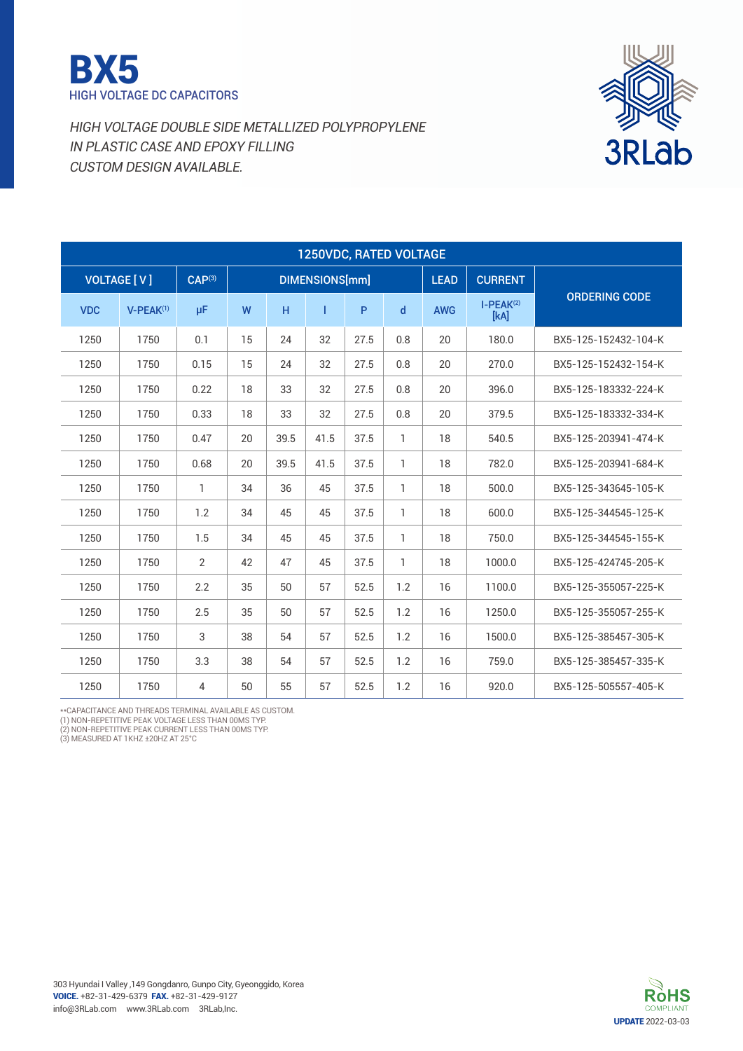# BX5

HIGH VOLTAGE DC CAPACITORS

*HIGH VOLTAGE DOUBLE SIDE METALLIZED POLYPROPYLENE*
*IN PLASTIC CASE AND EPOXY FILLING*
*CUSTOM DESIGN AVAILABLE.*

3RLab

| 1250VDC, RATED VOLTAGE | | | | | | | | | | | |
|---|---|---|---|---|---|---|---|---|---|---|---|
| VOLTAGE [ V ] | | CAP(3) | DIMENSIONS[mm] | | | | | LEAD | CURRENT | ORDERING CODE |
| VDC | V-PEAK(1) | μF | W | H | l | P | d | AWG | I-PEAK(2) [kA] | |
| 1250 | 1750 | 0.1 | 15 | 24 | 32 | 27.5 | 0.8 | 20 | 180.0 | BX5-125-152432-104-K |
| 1250 | 1750 | 0.15 | 15 | 24 | 32 | 27.5 | 0.8 | 20 | 270.0 | BX5-125-152432-154-K |
| 1250 | 1750 | 0.22 | 18 | 33 | 32 | 27.5 | 0.8 | 20 | 396.0 | BX5-125-183332-224-K |
| 1250 | 1750 | 0.33 | 18 | 33 | 32 | 27.5 | 0.8 | 20 | 379.5 | BX5-125-183332-334-K |
| 1250 | 1750 | 0.47 | 20 | 39.5 | 41.5 | 37.5 | 1 | 18 | 540.5 | BX5-125-203941-474-K |
| 1250 | 1750 | 0.68 | 20 | 39.5 | 41.5 | 37.5 | 1 | 18 | 782.0 | BX5-125-203941-684-K |
| 1250 | 1750 | 1 | 34 | 36 | 45 | 37.5 | 1 | 18 | 500.0 | BX5-125-343645-105-K |
| 1250 | 1750 | 1.2 | 34 | 45 | 45 | 37.5 | 1 | 18 | 600.0 | BX5-125-344545-125-K |
| 1250 | 1750 | 1.5 | 34 | 45 | 45 | 37.5 | 1 | 18 | 750.0 | BX5-125-344545-155-K |
| 1250 | 1750 | 2 | 42 | 47 | 45 | 37.5 | 1 | 18 | 1000.0 | BX5-125-424745-205-K |
| 1250 | 1750 | 2.2 | 35 | 50 | 57 | 52.5 | 1.2 | 16 | 1100.0 | BX5-125-355057-225-K |
| 1250 | 1750 | 2.5 | 35 | 50 | 57 | 52.5 | 1.2 | 16 | 1250.0 | BX5-125-355057-255-K |
| 1250 | 1750 | 3 | 38 | 54 | 57 | 52.5 | 1.2 | 16 | 1500.0 | BX5-125-385457-305-K |
| 1250 | 1750 | 3.3 | 38 | 54 | 57 | 52.5 | 1.2 | 16 | 759.0 | BX5-125-385457-335-K |
| 1250 | 1750 | 4 | 50 | 55 | 57 | 52.5 | 1.2 | 16 | 920.0 | BX5-125-505557-405-K |

**CAPACITANCE AND THREADS TERMINAL AVAILABLE AS CUSTOM.
(1) NON-REPETITIVE PEAK VOLTAGE LESS THAN 00MS TYP.
(2) NON-REPETITIVE PEAK CURRENT LESS THAN 00MS TYP.
(3) MEASURED AT 1KHZ ±20HZ AT 25°C

303 Hyundai I Valley ,149 Gongdanro, Gunpo City, Gyeonggido, Korea
**VOICE.** +82-31-429-6379 **FAX.** +82-31-429-9127
info@3RLab.com www.3RLab.com 3RLab,Inc.

RoHS COMPLIANT

**UPDATE** 2022-03-03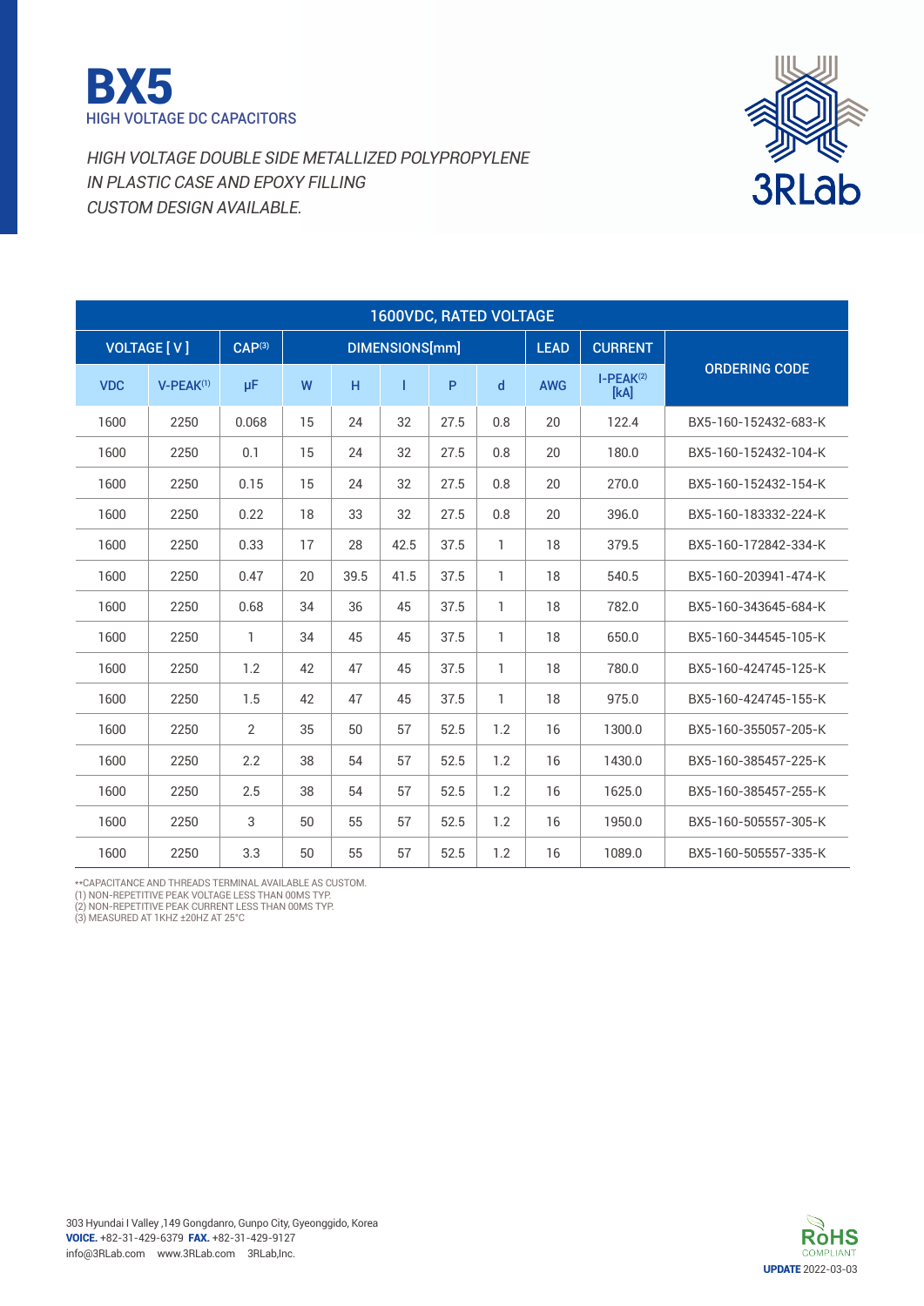# BX5

HIGH VOLTAGE DC CAPACITORS

*HIGH VOLTAGE DOUBLE SIDE METALLIZED POLYPROPYLENE*
*IN PLASTIC CASE AND EPOXY FILLING*
*CUSTOM DESIGN AVAILABLE.*

3RLab

| 1600VDC, RATED VOLTAGE | | | | | | | | | | |
|---|---|---|---|---|---|---|---|---|---|---|
| VOLTAGE [ V ] | | CAP(3) | DIMENSIONS[mm] | | | | | LEAD | CURRENT | ORDERING CODE |
| VDC | V-PEAK(1) | µF | W | H | l | P | d | AWG | I-PEAK(2) [kA] | |
| 1600 | 2250 | 0.068 | 15 | 24 | 32 | 27.5 | 0.8 | 20 | 122.4 | BX5-160-152432-683-K |
| 1600 | 2250 | 0.1 | 15 | 24 | 32 | 27.5 | 0.8 | 20 | 180.0 | BX5-160-152432-104-K |
| 1600 | 2250 | 0.15 | 15 | 24 | 32 | 27.5 | 0.8 | 20 | 270.0 | BX5-160-152432-154-K |
| 1600 | 2250 | 0.22 | 18 | 33 | 32 | 27.5 | 0.8 | 20 | 396.0 | BX5-160-183332-224-K |
| 1600 | 2250 | 0.33 | 17 | 28 | 42.5 | 37.5 | 1 | 18 | 379.5 | BX5-160-172842-334-K |
| 1600 | 2250 | 0.47 | 20 | 39.5 | 41.5 | 37.5 | 1 | 18 | 540.5 | BX5-160-203941-474-K |
| 1600 | 2250 | 0.68 | 34 | 36 | 45 | 37.5 | 1 | 18 | 782.0 | BX5-160-343645-684-K |
| 1600 | 2250 | 1 | 34 | 45 | 45 | 37.5 | 1 | 18 | 650.0 | BX5-160-344545-105-K |
| 1600 | 2250 | 1.2 | 42 | 47 | 45 | 37.5 | 1 | 18 | 780.0 | BX5-160-424745-125-K |
| 1600 | 2250 | 1.5 | 42 | 47 | 45 | 37.5 | 1 | 18 | 975.0 | BX5-160-424745-155-K |
| 1600 | 2250 | 2 | 35 | 50 | 57 | 52.5 | 1.2 | 16 | 1300.0 | BX5-160-355057-205-K |
| 1600 | 2250 | 2.2 | 38 | 54 | 57 | 52.5 | 1.2 | 16 | 1430.0 | BX5-160-385457-225-K |
| 1600 | 2250 | 2.5 | 38 | 54 | 57 | 52.5 | 1.2 | 16 | 1625.0 | BX5-160-385457-255-K |
| 1600 | 2250 | 3 | 50 | 55 | 57 | 52.5 | 1.2 | 16 | 1950.0 | BX5-160-505557-305-K |
| 1600 | 2250 | 3.3 | 50 | 55 | 57 | 52.5 | 1.2 | 16 | 1089.0 | BX5-160-505557-335-K |

**CAPACITANCE AND THREADS TERMINAL AVAILABLE AS CUSTOM.
(1) NON-REPETITIVE PEAK VOLTAGE LESS THAN 00MS TYP.
(2) NON-REPETITIVE PEAK CURRENT LESS THAN 00MS TYP.
(3) MEASURED AT 1KHZ ±20HZ AT 25°C

303 Hyundai I Valley ,149 Gongdanro, Gunpo City, Gyeonggido, Korea
**VOICE.** +82-31-429-6379 **FAX.** +82-31-429-9127
info@3RLab.com www.3RLab.com 3RLab,Inc.

RoHS COMPLIANT

**UPDATE** 2022-03-03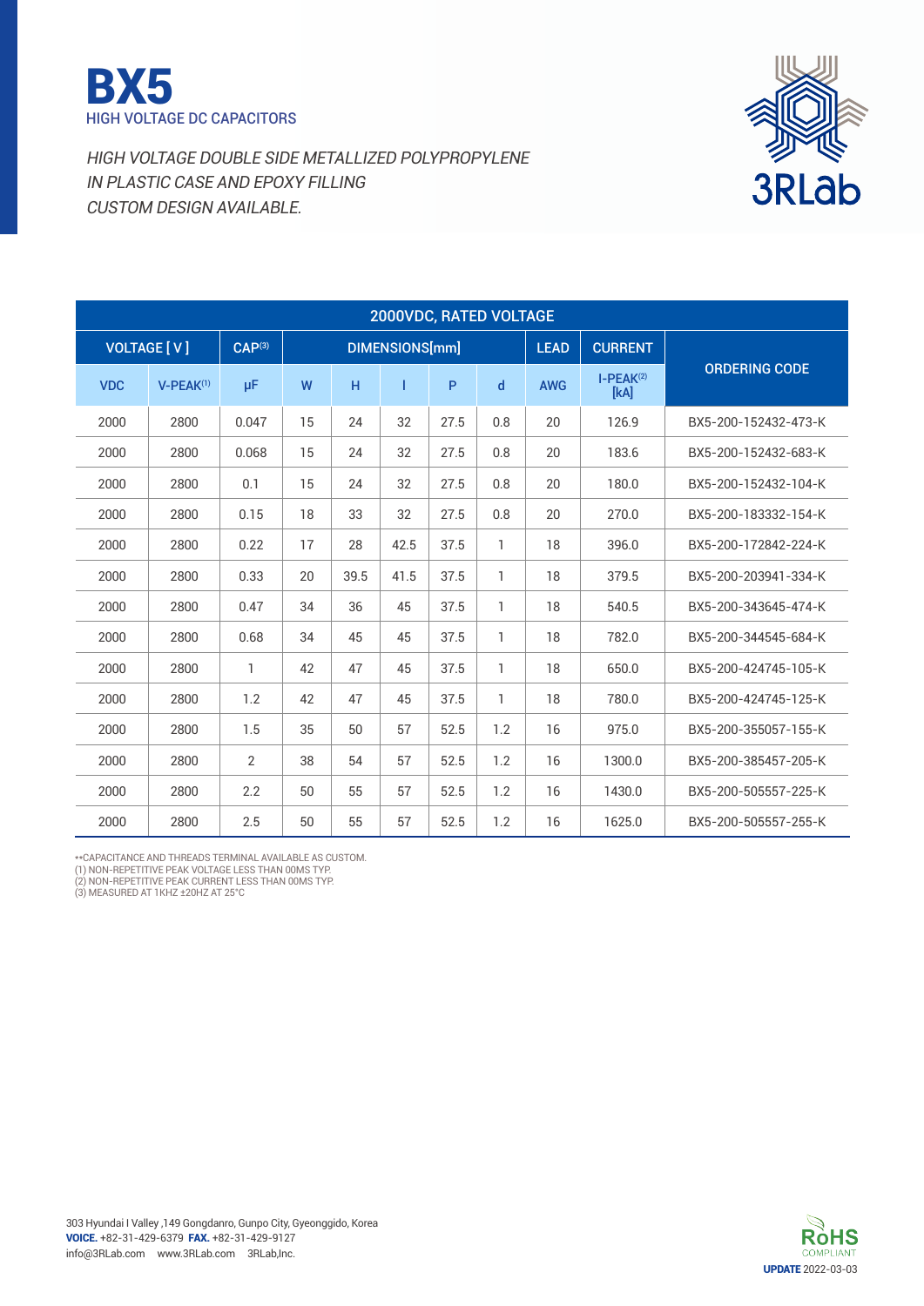# BX5

HIGH VOLTAGE DC CAPACITORS

*HIGH VOLTAGE DOUBLE SIDE METALLIZED POLYPROPYLENE*
*IN PLASTIC CASE AND EPOXY FILLING*
*CUSTOM DESIGN AVAILABLE.*

3RLab

| 2000VDC, RATED VOLTAGE | | | | | | | | | | |
|---|---|---|---|---|---|---|---|---|---|---|
| VOLTAGE [ V ] | | CAP(3) | DIMENSIONS[mm] | | | | | LEAD | CURRENT | ORDERING CODE |
| VDC | V-PEAK(1) | μF | W | H | l | P | d | AWG | I-PEAK(2) [kA] | |
| 2000 | 2800 | 0.047 | 15 | 24 | 32 | 27.5 | 0.8 | 20 | 126.9 | BX5-200-152432-473-K |
| 2000 | 2800 | 0.068 | 15 | 24 | 32 | 27.5 | 0.8 | 20 | 183.6 | BX5-200-152432-683-K |
| 2000 | 2800 | 0.1 | 15 | 24 | 32 | 27.5 | 0.8 | 20 | 180.0 | BX5-200-152432-104-K |
| 2000 | 2800 | 0.15 | 18 | 33 | 32 | 27.5 | 0.8 | 20 | 270.0 | BX5-200-183332-154-K |
| 2000 | 2800 | 0.22 | 17 | 28 | 42.5 | 37.5 | 1 | 18 | 396.0 | BX5-200-172842-224-K |
| 2000 | 2800 | 0.33 | 20 | 39.5 | 41.5 | 37.5 | 1 | 18 | 379.5 | BX5-200-203941-334-K |
| 2000 | 2800 | 0.47 | 34 | 36 | 45 | 37.5 | 1 | 18 | 540.5 | BX5-200-343645-474-K |
| 2000 | 2800 | 0.68 | 34 | 45 | 45 | 37.5 | 1 | 18 | 782.0 | BX5-200-344545-684-K |
| 2000 | 2800 | 1 | 42 | 47 | 45 | 37.5 | 1 | 18 | 650.0 | BX5-200-424745-105-K |
| 2000 | 2800 | 1.2 | 42 | 47 | 45 | 37.5 | 1 | 18 | 780.0 | BX5-200-424745-125-K |
| 2000 | 2800 | 1.5 | 35 | 50 | 57 | 52.5 | 1.2 | 16 | 975.0 | BX5-200-355057-155-K |
| 2000 | 2800 | 2 | 38 | 54 | 57 | 52.5 | 1.2 | 16 | 1300.0 | BX5-200-385457-205-K |
| 2000 | 2800 | 2.2 | 50 | 55 | 57 | 52.5 | 1.2 | 16 | 1430.0 | BX5-200-505557-225-K |
| 2000 | 2800 | 2.5 | 50 | 55 | 57 | 52.5 | 1.2 | 16 | 1625.0 | BX5-200-505557-255-K |

**CAPACITANCE AND THREADS TERMINAL AVAILABLE AS CUSTOM.
(1) NON-REPETITIVE PEAK VOLTAGE LESS THAN 00MS TYP.
(2) NON-REPETITIVE PEAK CURRENT LESS THAN 00MS TYP.
(3) MEASURED AT 1KHZ ±20HZ AT 25°C

303 Hyundai I Valley ,149 Gongdanro, Gunpo City, Gyeonggido, Korea
**VOICE.** +82-31-429-6379 **FAX.** +82-31-429-9127
info@3RLab.com www.3RLab.com 3RLab,Inc.

RoHS COMPLIANT

**UPDATE** 2022-03-03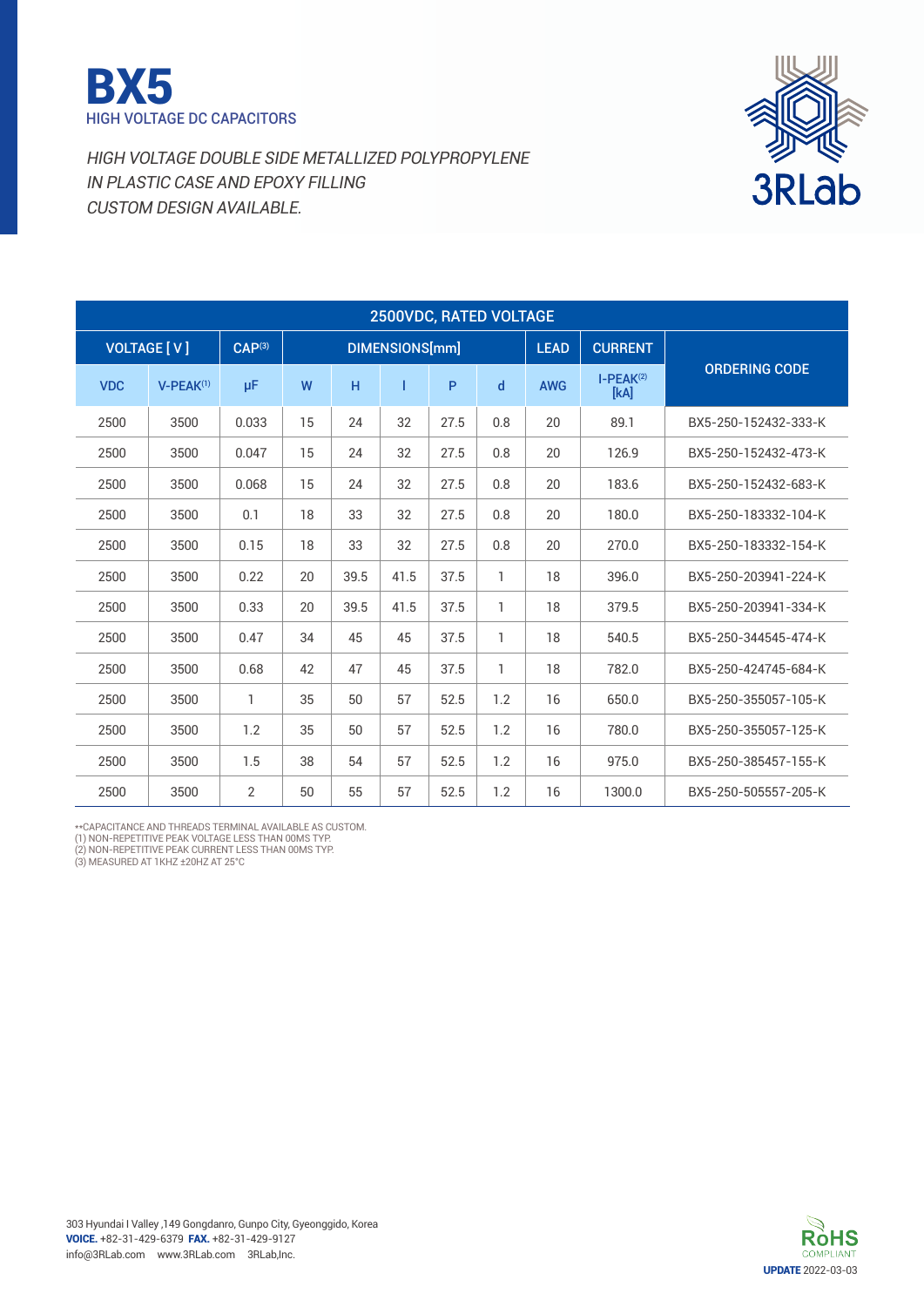# BX5

HIGH VOLTAGE DC CAPACITORS

*HIGH VOLTAGE DOUBLE SIDE METALLIZED POLYPROPYLENE*
*IN PLASTIC CASE AND EPOXY FILLING*
*CUSTOM DESIGN AVAILABLE.*

| 2500VDC, RATED VOLTAGE | | | | | | | | | | |
|---|---|---|---|---|---|---|---|---|---|---|
| VOLTAGE [ V ] | | CAP[3] | DIMENSIONS[mm] | | | | | LEAD | CURRENT | ORDERING CODE |
| VDC | V-PEAK[1] | μF | W | H | l | P | d | AWG | I-PEAK[2] [kA] | |
| 2500 | 3500 | 0.033 | 15 | 24 | 32 | 27.5 | 0.8 | 20 | 89.1 | BX5-250-152432-333-K |
| 2500 | 3500 | 0.047 | 15 | 24 | 32 | 27.5 | 0.8 | 20 | 126.9 | BX5-250-152432-473-K |
| 2500 | 3500 | 0.068 | 15 | 24 | 32 | 27.5 | 0.8 | 20 | 183.6 | BX5-250-152432-683-K |
| 2500 | 3500 | 0.1 | 18 | 33 | 32 | 27.5 | 0.8 | 20 | 180.0 | BX5-250-183332-104-K |
| 2500 | 3500 | 0.15 | 18 | 33 | 32 | 27.5 | 0.8 | 20 | 270.0 | BX5-250-183332-154-K |
| 2500 | 3500 | 0.22 | 20 | 39.5 | 41.5 | 37.5 | 1 | 18 | 396.0 | BX5-250-203941-224-K |
| 2500 | 3500 | 0.33 | 20 | 39.5 | 41.5 | 37.5 | 1 | 18 | 379.5 | BX5-250-203941-334-K |
| 2500 | 3500 | 0.47 | 34 | 45 | 45 | 37.5 | 1 | 18 | 540.5 | BX5-250-344545-474-K |
| 2500 | 3500 | 0.68 | 42 | 47 | 45 | 37.5 | 1 | 18 | 782.0 | BX5-250-424745-684-K |
| 2500 | 3500 | 1 | 35 | 50 | 57 | 52.5 | 1.2 | 16 | 650.0 | BX5-250-355057-105-K |
| 2500 | 3500 | 1.2 | 35 | 50 | 57 | 52.5 | 1.2 | 16 | 780.0 | BX5-250-355057-125-K |
| 2500 | 3500 | 1.5 | 38 | 54 | 57 | 52.5 | 1.2 | 16 | 975.0 | BX5-250-385457-155-K |
| 2500 | 3500 | 2 | 50 | 55 | 57 | 52.5 | 1.2 | 16 | 1300.0 | BX5-250-505557-205-K |

**CAPACITANCE AND THREADS TERMINAL AVAILABLE AS CUSTOM.
(1) NON-REPETITIVE PEAK VOLTAGE LESS THAN 00MS TYP.
(2) NON-REPETITIVE PEAK CURRENT LESS THAN 00MS TYP.
(3) MEASURED AT 1KHZ ±20HZ AT 25°C

303 Hyundai I Valley ,149 Gongdanro, Gunpo City, Gyeonggido, Korea
**VOICE.** +82-31-429-6379 **FAX.** +82-31-429-9127
info@3RLab.com www.3RLab.com 3RLab,Inc.

RoHS COMPLIANT

**UPDATE** 2022-03-03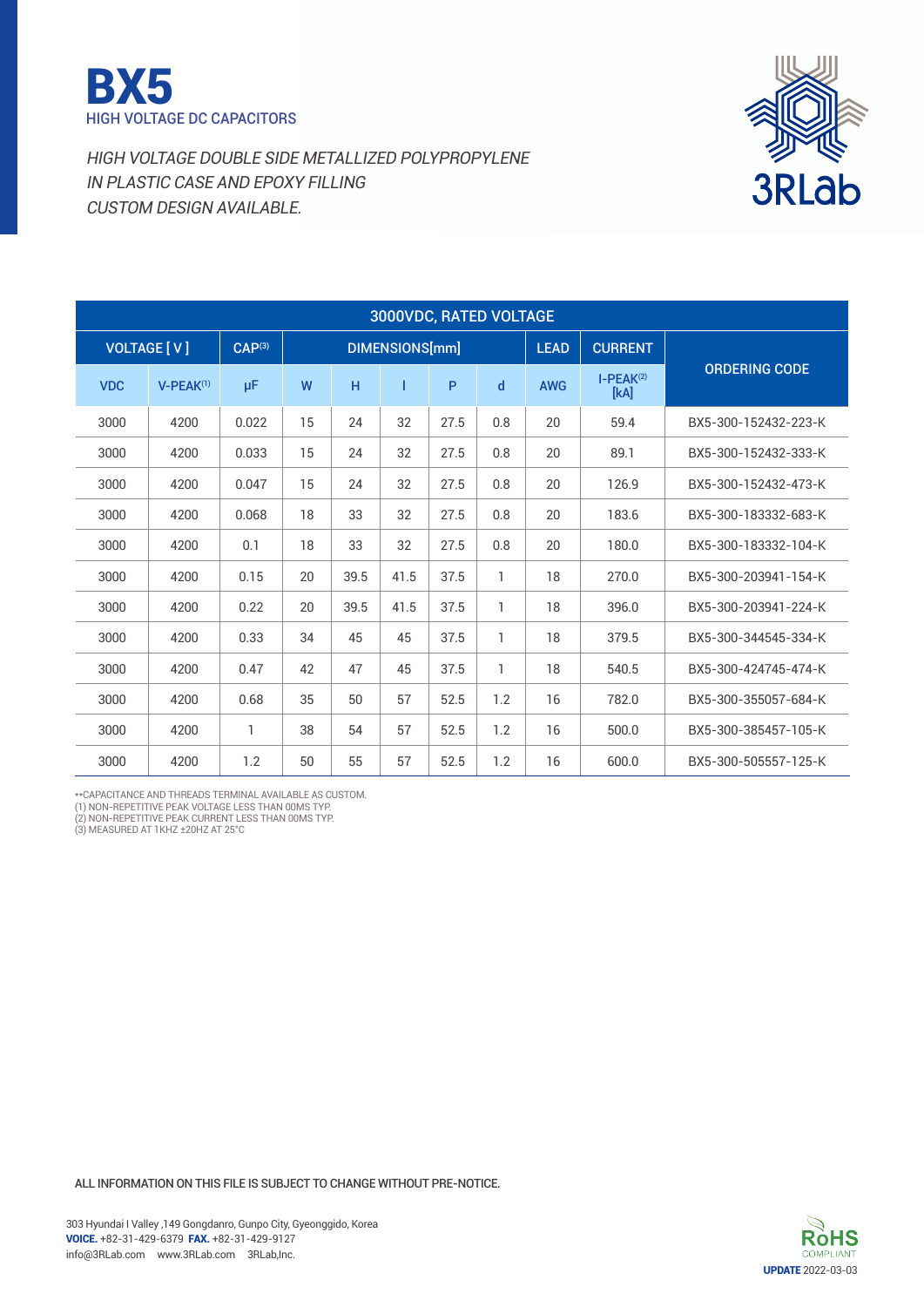# BX5

HIGH VOLTAGE DC CAPACITORS

*HIGH VOLTAGE DOUBLE SIDE METALLIZED POLYPROPYLENE*
*IN PLASTIC CASE AND EPOXY FILLING*
*CUSTOM DESIGN AVAILABLE.*

3RLab

| 3000VDC, RATED VOLTAGE | | | | | | | | | | |
|---|---|---|---|---|---|---|---|---|---|---|
| VOLTAGE [ V ] | | CAP[3] | DIMENSIONS[mm] | | | | | LEAD | CURRENT | ORDERING CODE |
| VDC | V-PEAK[1] | μF | W | H | l | P | d | AWG | I-PEAK[2] [kA] | |
| 3000 | 4200 | 0.022 | 15 | 24 | 32 | 27.5 | 0.8 | 20 | 59.4 | BX5-300-152432-223-K |
| 3000 | 4200 | 0.033 | 15 | 24 | 32 | 27.5 | 0.8 | 20 | 89.1 | BX5-300-152432-333-K |
| 3000 | 4200 | 0.047 | 15 | 24 | 32 | 27.5 | 0.8 | 20 | 126.9 | BX5-300-152432-473-K |
| 3000 | 4200 | 0.068 | 18 | 33 | 32 | 27.5 | 0.8 | 20 | 183.6 | BX5-300-183332-683-K |
| 3000 | 4200 | 0.1 | 18 | 33 | 32 | 27.5 | 0.8 | 20 | 180.0 | BX5-300-183332-104-K |
| 3000 | 4200 | 0.15 | 20 | 39.5 | 41.5 | 37.5 | 1 | 18 | 270.0 | BX5-300-203941-154-K |
| 3000 | 4200 | 0.22 | 20 | 39.5 | 41.5 | 37.5 | 1 | 18 | 396.0 | BX5-300-203941-224-K |
| 3000 | 4200 | 0.33 | 34 | 45 | 45 | 37.5 | 1 | 18 | 379.5 | BX5-300-344545-334-K |
| 3000 | 4200 | 0.47 | 42 | 47 | 45 | 37.5 | 1 | 18 | 540.5 | BX5-300-424745-474-K |
| 3000 | 4200 | 0.68 | 35 | 50 | 57 | 52.5 | 1.2 | 16 | 782.0 | BX5-300-355057-684-K |
| 3000 | 4200 | 1 | 38 | 54 | 57 | 52.5 | 1.2 | 16 | 500.0 | BX5-300-385457-105-K |
| 3000 | 4200 | 1.2 | 50 | 55 | 57 | 52.5 | 1.2 | 16 | 600.0 | BX5-300-505557-125-K |

**CAPACITANCE AND THREADS TERMINAL AVAILABLE AS CUSTOM.
(1) NON-REPETITIVE PEAK VOLTAGE LESS THAN 00MS TYP.
(2) NON-REPETITIVE PEAK CURRENT LESS THAN 00MS TYP.
(3) MEASURED AT 1KHZ ±20HZ AT 25°C

ALL INFORMATION ON THIS FILE IS SUBJECT TO CHANGE WITHOUT PRE-NOTICE.

303 Hyundai I Valley ,149 Gongdanro, Gunpo City, Gyeonggido, Korea
**VOICE.** +82-31-429-6379 **FAX.** +82-31-429-9127
info@3RLab.com www.3RLab.com 3RLab,Inc.

RoHS COMPLIANT

**UPDATE** 2022-03-03